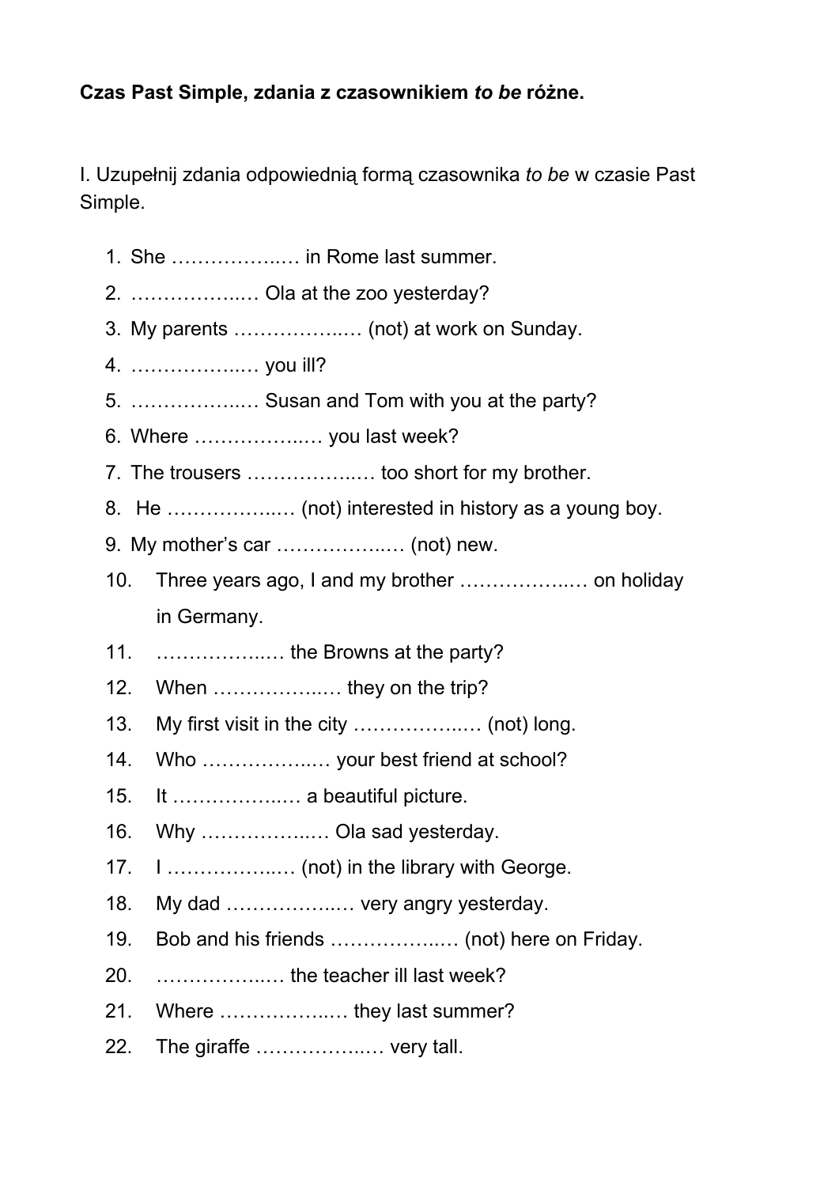**Czas Past Simple, zdania z czasownikiem *to be* różne.**

I. Uzupełnij zdania odpowiednią formą czasownika *to be* w czasie Past Simple.

1. She ……………..… in Rome last summer.
2. ……………..… Ola at the zoo yesterday?
3. My parents ……………..… (not) at work on Sunday.
4. ……………..… you ill?
5. ……………..… Susan and Tom with you at the party?
6. Where ……………..… you last week?
7. The trousers ……………..… too short for my brother.
8. He ……………..… (not) interested in history as a young boy.
9. My mother's car ……………..… (not) new.
10. Three years ago, I and my brother ……………..… on holiday in Germany.
11. ……………..… the Browns at the party?
12. When ……………..… they on the trip?
13. My first visit in the city ……………..… (not) long.
14. Who ……………..… your best friend at school?
15. It ……………..… a beautiful picture.
16. Why ……………..… Ola sad yesterday.
17. I ……………..… (not) in the library with George.
18. My dad ……………..… very angry yesterday.
19. Bob and his friends ……………..… (not) here on Friday.
20. ……………..… the teacher ill last week?
21. Where ……………..… they last summer?
22. The giraffe ……………..… very tall.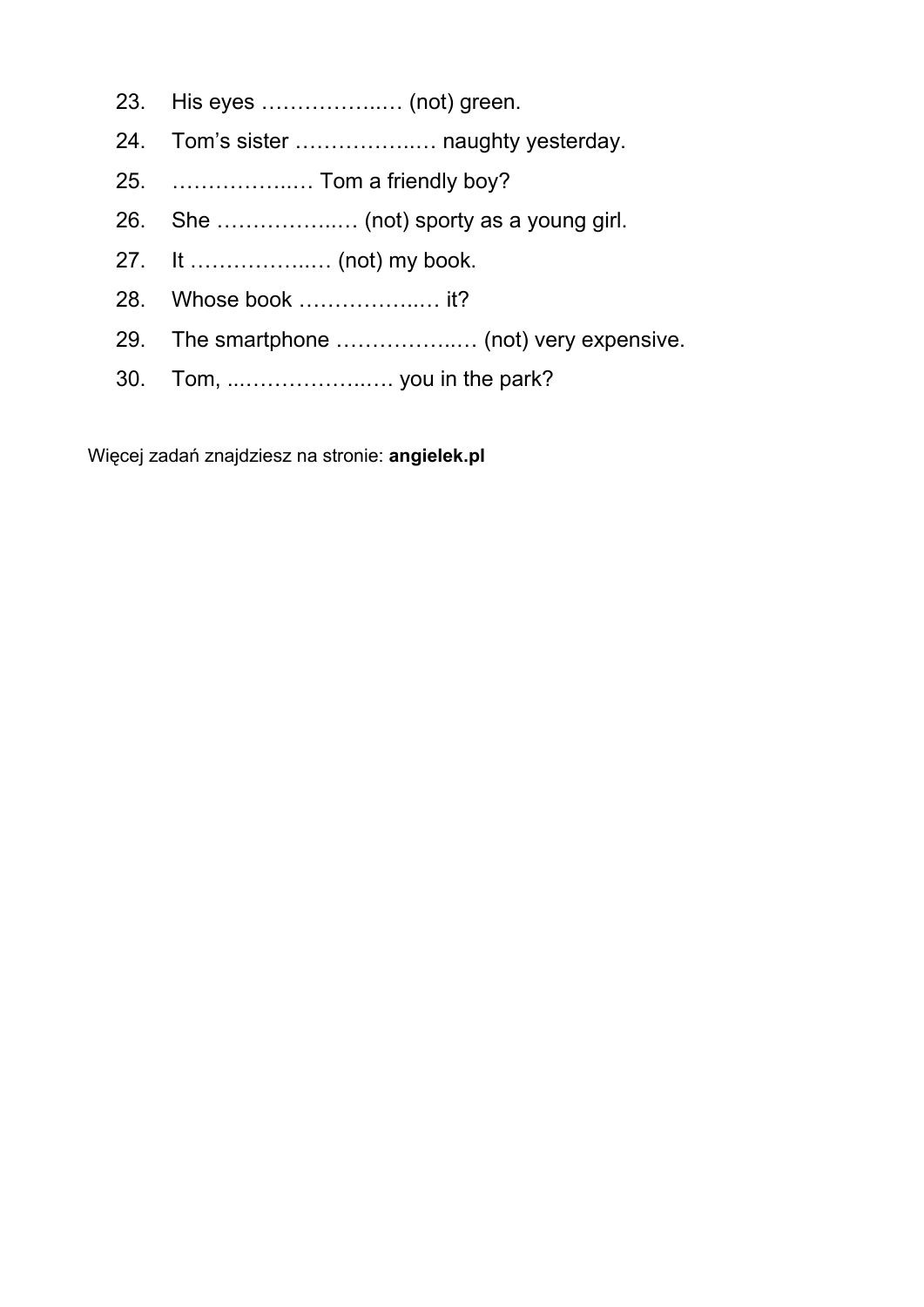23. His eyes ……………..… (not) green.
24. Tom's sister ……………..… naughty yesterday.
25. ……………..… Tom a friendly boy?
26. She ……………..… (not) sporty as a young girl.
27. It ……………..… (not) my book.
28. Whose book ……………..… it?
29. The smartphone ……………..… (not) very expensive.
30. Tom, ...………………..…. you in the park?

Więcej zadań znajdziesz na stronie: **angielek.pl**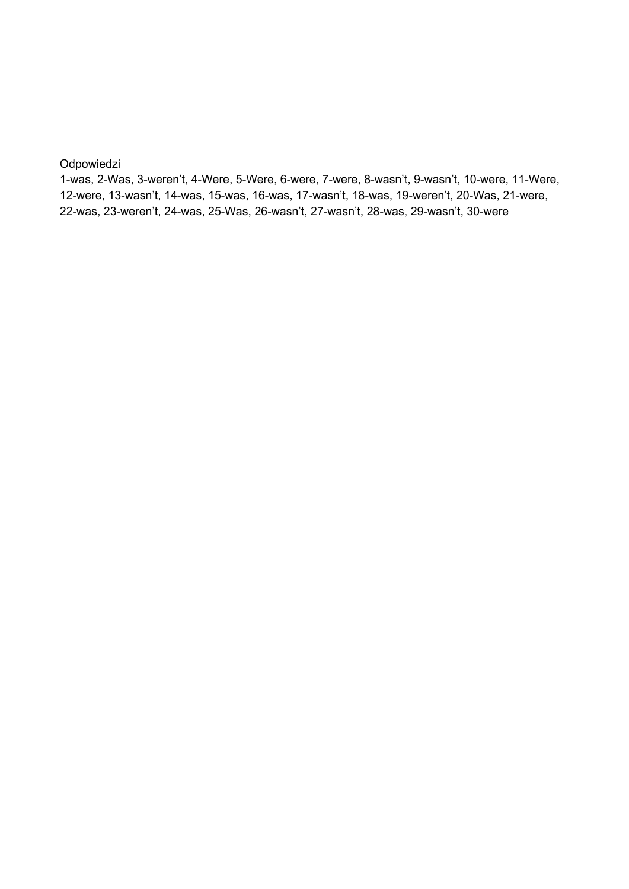Odpowiedzi

1-was, 2-Was, 3-weren't, 4-Were, 5-Were, 6-were, 7-were, 8-wasn't, 9-wasn't, 10-were, 11-Were, 12-were, 13-wasn't, 14-was, 15-was, 16-was, 17-wasn't, 18-was, 19-weren't, 20-Was, 21-were, 22-was, 23-weren't, 24-was, 25-Was, 26-wasn't, 27-wasn't, 28-was, 29-wasn't, 30-were